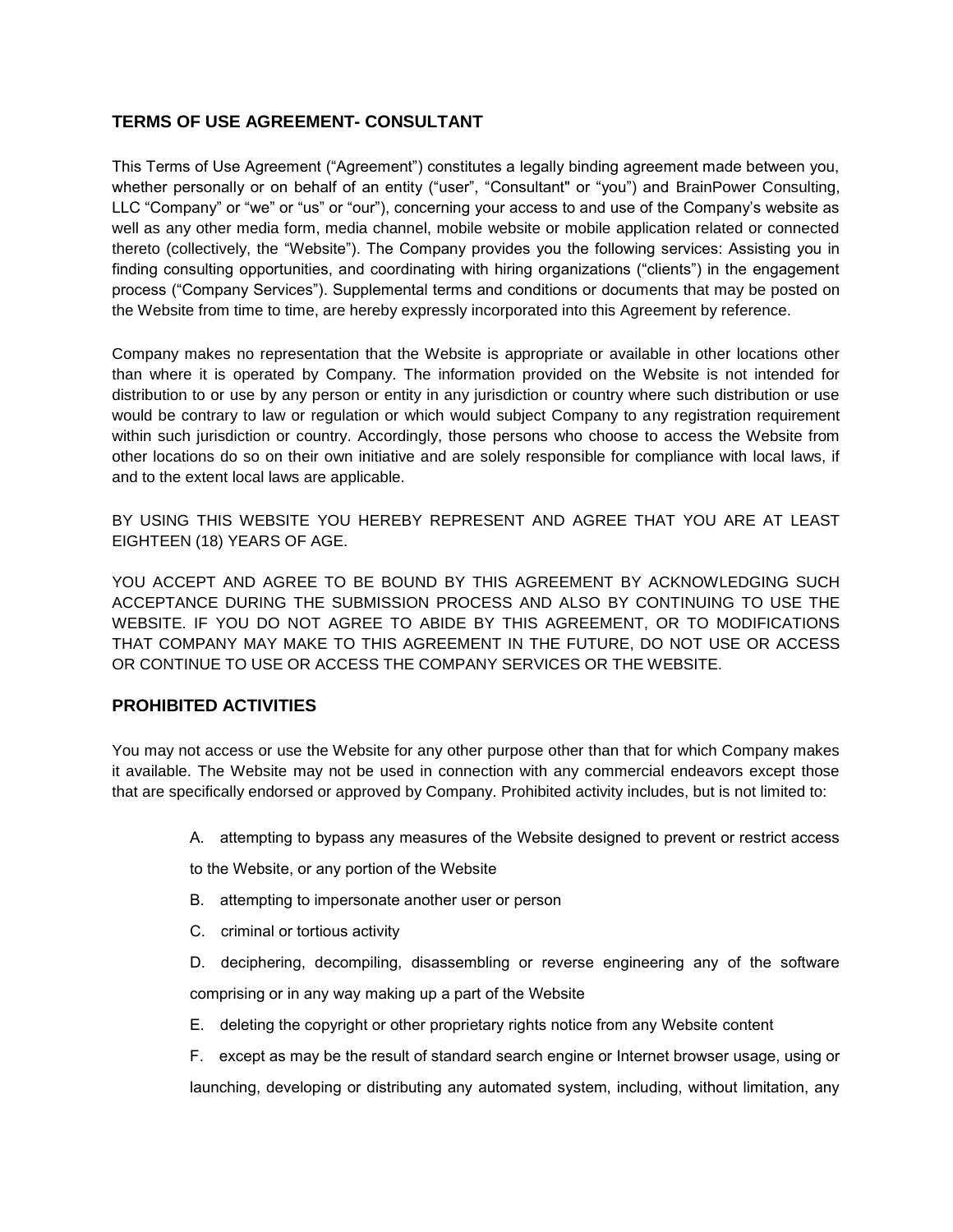## TERMS OF USE AGREEMENT- CONSULTANT

This Terms of Use Agreement ("Agreement") constitutes a legally binding agreement made between you, whether personally or on behalf of an entity ("user", "Consultant" or "you") and BrainPower Consulting, LLC "Company" or "we" or "us" or "our"), concerning your access to and use of the Company's website as well as any other media form, media channel, mobile website or mobile application related or connected thereto (collectively, the "Website"). The Company provides you the following services: Assisting you in finding consulting opportunities, and coordinating with hiring organizations ("clients") in the engagement process ("Company Services"). Supplemental terms and conditions or documents that may be posted on the Website from time to time, are hereby expressly incorporated into this Agreement by reference.

Company makes no representation that the Website is appropriate or available in other locations other than where it is operated by Company. The information provided on the Website is not intended for distribution to or use by any person or entity in any jurisdiction or country where such distribution or use would be contrary to law or regulation or which would subject Company to any registration requirement within such jurisdiction or country. Accordingly, those persons who choose to access the Website from other locations do so on their own initiative and are solely responsible for compliance with local laws, if and to the extent local laws are applicable.

BY USING THIS WEBSITE YOU HEREBY REPRESENT AND AGREE THAT YOU ARE AT LEAST EIGHTEEN (18) YEARS OF AGE.

YOU ACCEPT AND AGREE TO BE BOUND BY THIS AGREEMENT BY ACKNOWLEDGING SUCH ACCEPTANCE DURING THE SUBMISSION PROCESS AND ALSO BY CONTINUING TO USE THE WEBSITE. IF YOU DO NOT AGREE TO ABIDE BY THIS AGREEMENT, OR TO MODIFICATIONS THAT COMPANY MAY MAKE TO THIS AGREEMENT IN THE FUTURE, DO NOT USE OR ACCESS OR CONTINUE TO USE OR ACCESS THE COMPANY SERVICES OR THE WEBSITE.

## PROHIBITED ACTIVITIES

You may not access or use the Website for any other purpose other than that for which Company makes it available. The Website may not be used in connection with any commercial endeavors except those that are specifically endorsed or approved by Company. Prohibited activity includes, but is not limited to:

A. attempting to bypass any measures of the Website designed to prevent or restrict access to the Website, or any portion of the Website

B. attempting to impersonate another user or person

C. criminal or tortious activity

D. deciphering, decompiling, disassembling or reverse engineering any of the software comprising or in any way making up a part of the Website

E. deleting the copyright or other proprietary rights notice from any Website content

F. except as may be the result of standard search engine or Internet browser usage, using or launching, developing or distributing any automated system, including, without limitation, any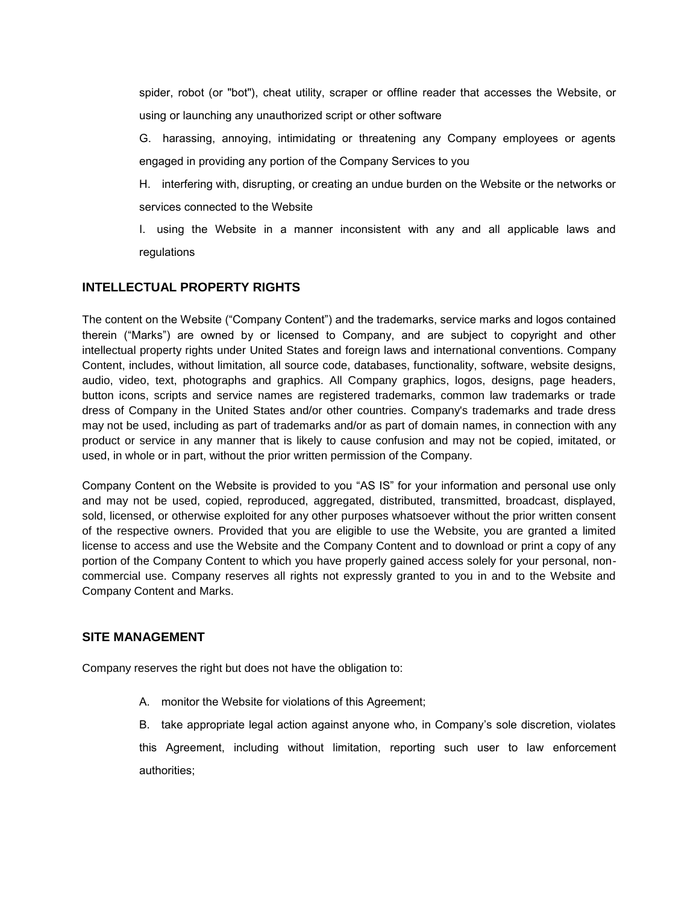spider, robot (or "bot"), cheat utility, scraper or offline reader that accesses the Website, or using or launching any unauthorized script or other software

G. harassing, annoying, intimidating or threatening any Company employees or agents engaged in providing any portion of the Company Services to you

H. interfering with, disrupting, or creating an undue burden on the Website or the networks or services connected to the Website

I. using the Website in a manner inconsistent with any and all applicable laws and regulations

## INTELLECTUAL PROPERTY RIGHTS

The content on the Website ("Company Content") and the trademarks, service marks and logos contained therein ("Marks") are owned by or licensed to Company, and are subject to copyright and other intellectual property rights under United States and foreign laws and international conventions. Company Content, includes, without limitation, all source code, databases, functionality, software, website designs, audio, video, text, photographs and graphics. All Company graphics, logos, designs, page headers, button icons, scripts and service names are registered trademarks, common law trademarks or trade dress of Company in the United States and/or other countries. Company's trademarks and trade dress may not be used, including as part of trademarks and/or as part of domain names, in connection with any product or service in any manner that is likely to cause confusion and may not be copied, imitated, or used, in whole or in part, without the prior written permission of the Company.

Company Content on the Website is provided to you "AS IS" for your information and personal use only and may not be used, copied, reproduced, aggregated, distributed, transmitted, broadcast, displayed, sold, licensed, or otherwise exploited for any other purposes whatsoever without the prior written consent of the respective owners. Provided that you are eligible to use the Website, you are granted a limited license to access and use the Website and the Company Content and to download or print a copy of any portion of the Company Content to which you have properly gained access solely for your personal, non-commercial use. Company reserves all rights not expressly granted to you in and to the Website and Company Content and Marks.

## SITE MANAGEMENT

Company reserves the right but does not have the obligation to:

A. monitor the Website for violations of this Agreement;

B. take appropriate legal action against anyone who, in Company's sole discretion, violates this Agreement, including without limitation, reporting such user to law enforcement authorities;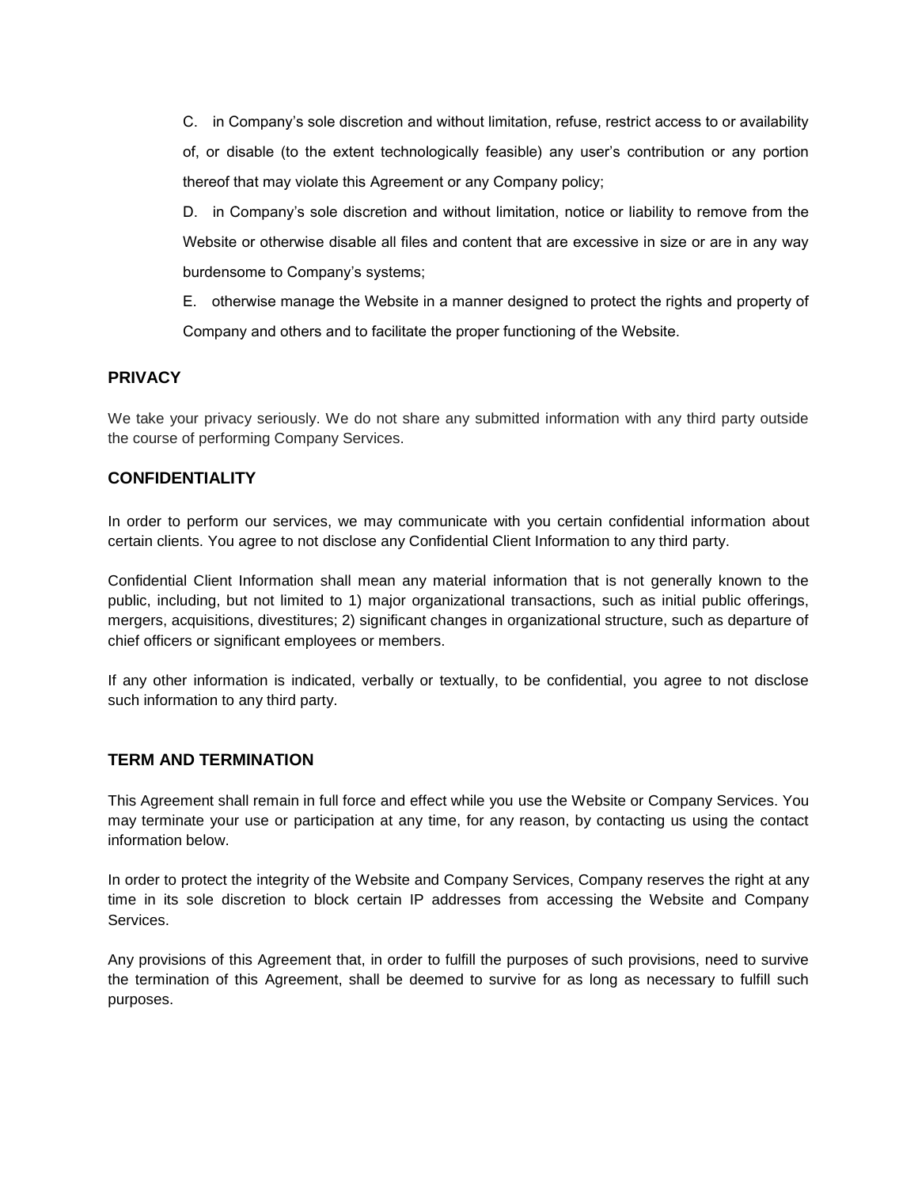C. in Company's sole discretion and without limitation, refuse, restrict access to or availability of, or disable (to the extent technologically feasible) any user's contribution or any portion thereof that may violate this Agreement or any Company policy;

D. in Company's sole discretion and without limitation, notice or liability to remove from the Website or otherwise disable all files and content that are excessive in size or are in any way burdensome to Company's systems;

E. otherwise manage the Website in a manner designed to protect the rights and property of Company and others and to facilitate the proper functioning of the Website.

## PRIVACY

We take your privacy seriously. We do not share any submitted information with any third party outside the course of performing Company Services.

## CONFIDENTIALITY

In order to perform our services, we may communicate with you certain confidential information about certain clients. You agree to not disclose any Confidential Client Information to any third party.

Confidential Client Information shall mean any material information that is not generally known to the public, including, but not limited to 1) major organizational transactions, such as initial public offerings, mergers, acquisitions, divestitures; 2) significant changes in organizational structure, such as departure of chief officers or significant employees or members.

If any other information is indicated, verbally or textually, to be confidential, you agree to not disclose such information to any third party.

## TERM AND TERMINATION

This Agreement shall remain in full force and effect while you use the Website or Company Services. You may terminate your use or participation at any time, for any reason, by contacting us using the contact information below.

In order to protect the integrity of the Website and Company Services, Company reserves the right at any time in its sole discretion to block certain IP addresses from accessing the Website and Company Services.

Any provisions of this Agreement that, in order to fulfill the purposes of such provisions, need to survive the termination of this Agreement, shall be deemed to survive for as long as necessary to fulfill such purposes.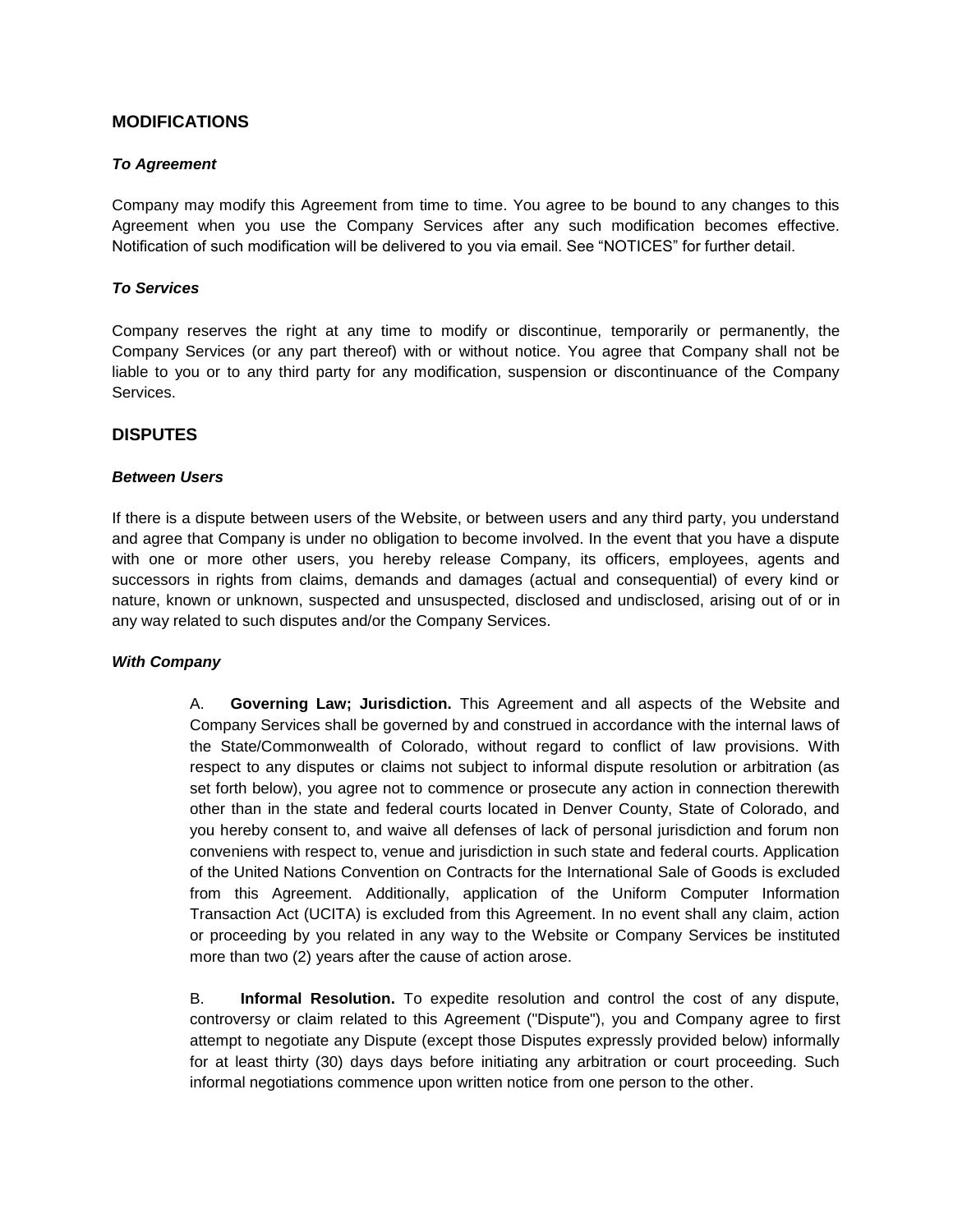## MODIFICATIONS

### *To Agreement*

Company may modify this Agreement from time to time. You agree to be bound to any changes to this Agreement when you use the Company Services after any such modification becomes effective. Notification of such modification will be delivered to you via email. See “NOTICES” for further detail.

### *To Services*

Company reserves the right at any time to modify or discontinue, temporarily or permanently, the Company Services (or any part thereof) with or without notice. You agree that Company shall not be liable to you or to any third party for any modification, suspension or discontinuance of the Company Services.

## DISPUTES

### *Between Users*

If there is a dispute between users of the Website, or between users and any third party, you understand and agree that Company is under no obligation to become involved. In the event that you have a dispute with one or more other users, you hereby release Company, its officers, employees, agents and successors in rights from claims, demands and damages (actual and consequential) of every kind or nature, known or unknown, suspected and unsuspected, disclosed and undisclosed, arising out of or in any way related to such disputes and/or the Company Services.

### *With Company*

A. **Governing Law; Jurisdiction.** This Agreement and all aspects of the Website and Company Services shall be governed by and construed in accordance with the internal laws of the State/Commonwealth of Colorado, without regard to conflict of law provisions. With respect to any disputes or claims not subject to informal dispute resolution or arbitration (as set forth below), you agree not to commence or prosecute any action in connection therewith other than in the state and federal courts located in Denver County, State of Colorado, and you hereby consent to, and waive all defenses of lack of personal jurisdiction and forum non conveniens with respect to, venue and jurisdiction in such state and federal courts. Application of the United Nations Convention on Contracts for the International Sale of Goods is excluded from this Agreement. Additionally, application of the Uniform Computer Information Transaction Act (UCITA) is excluded from this Agreement. In no event shall any claim, action or proceeding by you related in any way to the Website or Company Services be instituted more than two (2) years after the cause of action arose.

B. **Informal Resolution.** To expedite resolution and control the cost of any dispute, controversy or claim related to this Agreement ("Dispute"), you and Company agree to first attempt to negotiate any Dispute (except those Disputes expressly provided below) informally for at least thirty (30) days days before initiating any arbitration or court proceeding. Such informal negotiations commence upon written notice from one person to the other.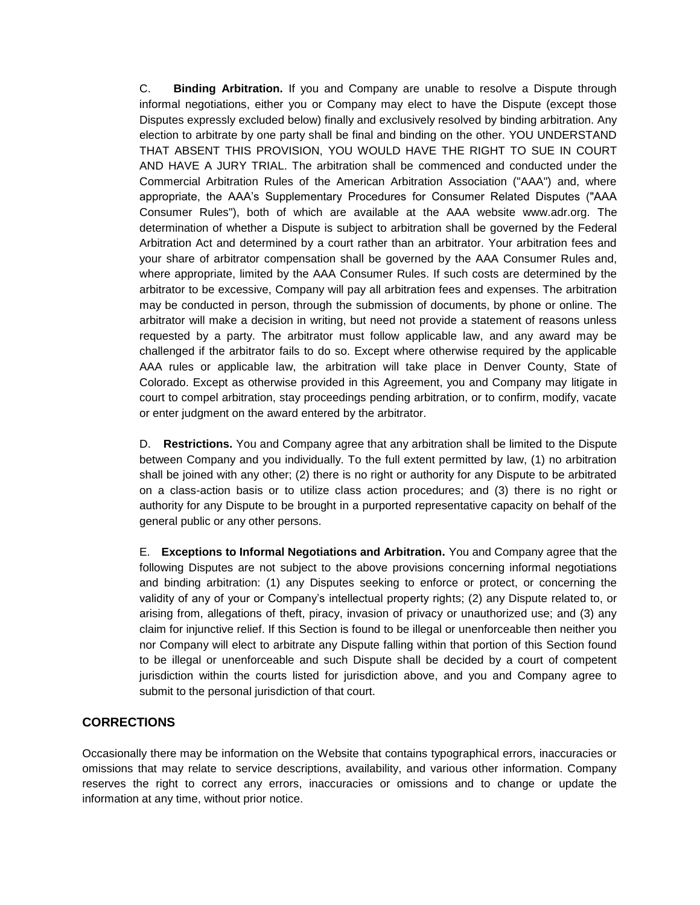C. **Binding Arbitration.** If you and Company are unable to resolve a Dispute through informal negotiations, either you or Company may elect to have the Dispute (except those Disputes expressly excluded below) finally and exclusively resolved by binding arbitration. Any election to arbitrate by one party shall be final and binding on the other. YOU UNDERSTAND THAT ABSENT THIS PROVISION, YOU WOULD HAVE THE RIGHT TO SUE IN COURT AND HAVE A JURY TRIAL. The arbitration shall be commenced and conducted under the Commercial Arbitration Rules of the American Arbitration Association ("AAA") and, where appropriate, the AAA's Supplementary Procedures for Consumer Related Disputes ("AAA Consumer Rules"), both of which are available at the AAA website www.adr.org. The determination of whether a Dispute is subject to arbitration shall be governed by the Federal Arbitration Act and determined by a court rather than an arbitrator. Your arbitration fees and your share of arbitrator compensation shall be governed by the AAA Consumer Rules and, where appropriate, limited by the AAA Consumer Rules. If such costs are determined by the arbitrator to be excessive, Company will pay all arbitration fees and expenses. The arbitration may be conducted in person, through the submission of documents, by phone or online. The arbitrator will make a decision in writing, but need not provide a statement of reasons unless requested by a party. The arbitrator must follow applicable law, and any award may be challenged if the arbitrator fails to do so. Except where otherwise required by the applicable AAA rules or applicable law, the arbitration will take place in Denver County, State of Colorado. Except as otherwise provided in this Agreement, you and Company may litigate in court to compel arbitration, stay proceedings pending arbitration, or to confirm, modify, vacate or enter judgment on the award entered by the arbitrator.

D. **Restrictions.** You and Company agree that any arbitration shall be limited to the Dispute between Company and you individually. To the full extent permitted by law, (1) no arbitration shall be joined with any other; (2) there is no right or authority for any Dispute to be arbitrated on a class-action basis or to utilize class action procedures; and (3) there is no right or authority for any Dispute to be brought in a purported representative capacity on behalf of the general public or any other persons.

E. **Exceptions to Informal Negotiations and Arbitration.** You and Company agree that the following Disputes are not subject to the above provisions concerning informal negotiations and binding arbitration: (1) any Disputes seeking to enforce or protect, or concerning the validity of any of your or Company's intellectual property rights; (2) any Dispute related to, or arising from, allegations of theft, piracy, invasion of privacy or unauthorized use; and (3) any claim for injunctive relief. If this Section is found to be illegal or unenforceable then neither you nor Company will elect to arbitrate any Dispute falling within that portion of this Section found to be illegal or unenforceable and such Dispute shall be decided by a court of competent jurisdiction within the courts listed for jurisdiction above, and you and Company agree to submit to the personal jurisdiction of that court.

## CORRECTIONS

Occasionally there may be information on the Website that contains typographical errors, inaccuracies or omissions that may relate to service descriptions, availability, and various other information. Company reserves the right to correct any errors, inaccuracies or omissions and to change or update the information at any time, without prior notice.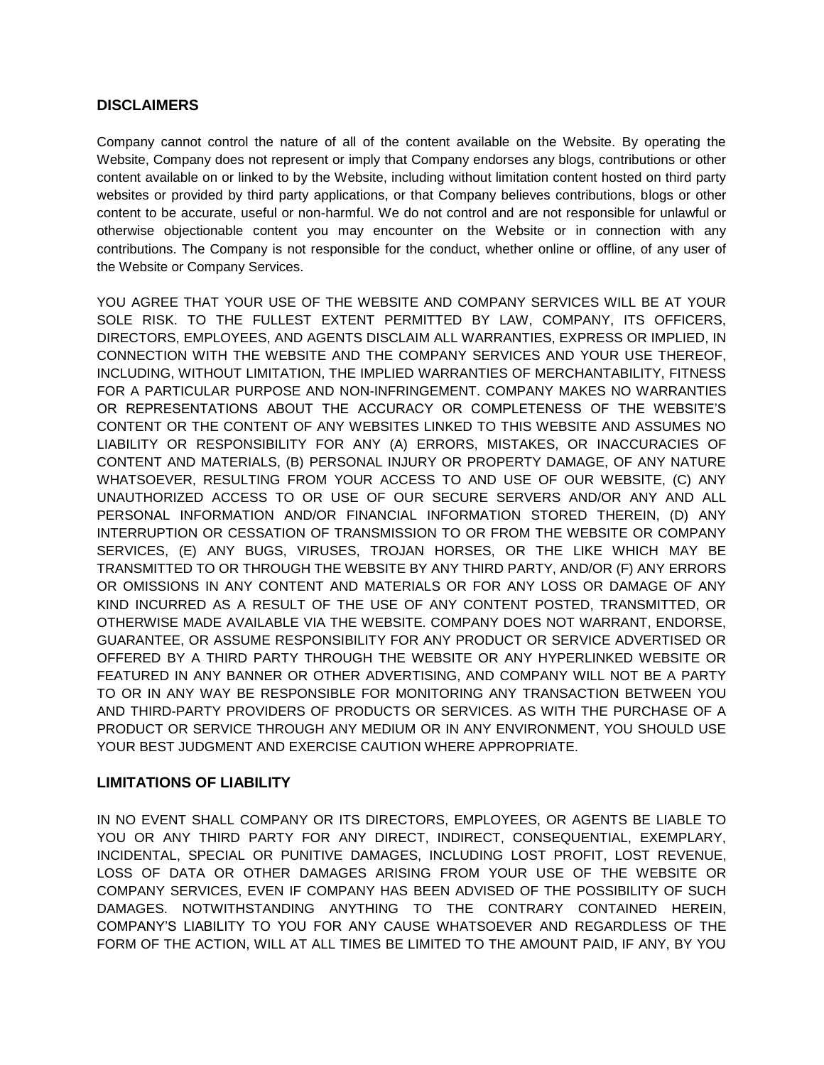## DISCLAIMERS

Company cannot control the nature of all of the content available on the Website. By operating the Website, Company does not represent or imply that Company endorses any blogs, contributions or other content available on or linked to by the Website, including without limitation content hosted on third party websites or provided by third party applications, or that Company believes contributions, blogs or other content to be accurate, useful or non-harmful. We do not control and are not responsible for unlawful or otherwise objectionable content you may encounter on the Website or in connection with any contributions. The Company is not responsible for the conduct, whether online or offline, of any user of the Website or Company Services.

YOU AGREE THAT YOUR USE OF THE WEBSITE AND COMPANY SERVICES WILL BE AT YOUR SOLE RISK. TO THE FULLEST EXTENT PERMITTED BY LAW, COMPANY, ITS OFFICERS, DIRECTORS, EMPLOYEES, AND AGENTS DISCLAIM ALL WARRANTIES, EXPRESS OR IMPLIED, IN CONNECTION WITH THE WEBSITE AND THE COMPANY SERVICES AND YOUR USE THEREOF, INCLUDING, WITHOUT LIMITATION, THE IMPLIED WARRANTIES OF MERCHANTABILITY, FITNESS FOR A PARTICULAR PURPOSE AND NON-INFRINGEMENT. COMPANY MAKES NO WARRANTIES OR REPRESENTATIONS ABOUT THE ACCURACY OR COMPLETENESS OF THE WEBSITE'S CONTENT OR THE CONTENT OF ANY WEBSITES LINKED TO THIS WEBSITE AND ASSUMES NO LIABILITY OR RESPONSIBILITY FOR ANY (A) ERRORS, MISTAKES, OR INACCURACIES OF CONTENT AND MATERIALS, (B) PERSONAL INJURY OR PROPERTY DAMAGE, OF ANY NATURE WHATSOEVER, RESULTING FROM YOUR ACCESS TO AND USE OF OUR WEBSITE, (C) ANY UNAUTHORIZED ACCESS TO OR USE OF OUR SECURE SERVERS AND/OR ANY AND ALL PERSONAL INFORMATION AND/OR FINANCIAL INFORMATION STORED THEREIN, (D) ANY INTERRUPTION OR CESSATION OF TRANSMISSION TO OR FROM THE WEBSITE OR COMPANY SERVICES, (E) ANY BUGS, VIRUSES, TROJAN HORSES, OR THE LIKE WHICH MAY BE TRANSMITTED TO OR THROUGH THE WEBSITE BY ANY THIRD PARTY, AND/OR (F) ANY ERRORS OR OMISSIONS IN ANY CONTENT AND MATERIALS OR FOR ANY LOSS OR DAMAGE OF ANY KIND INCURRED AS A RESULT OF THE USE OF ANY CONTENT POSTED, TRANSMITTED, OR OTHERWISE MADE AVAILABLE VIA THE WEBSITE. COMPANY DOES NOT WARRANT, ENDORSE, GUARANTEE, OR ASSUME RESPONSIBILITY FOR ANY PRODUCT OR SERVICE ADVERTISED OR OFFERED BY A THIRD PARTY THROUGH THE WEBSITE OR ANY HYPERLINKED WEBSITE OR FEATURED IN ANY BANNER OR OTHER ADVERTISING, AND COMPANY WILL NOT BE A PARTY TO OR IN ANY WAY BE RESPONSIBLE FOR MONITORING ANY TRANSACTION BETWEEN YOU AND THIRD-PARTY PROVIDERS OF PRODUCTS OR SERVICES. AS WITH THE PURCHASE OF A PRODUCT OR SERVICE THROUGH ANY MEDIUM OR IN ANY ENVIRONMENT, YOU SHOULD USE YOUR BEST JUDGMENT AND EXERCISE CAUTION WHERE APPROPRIATE.

## LIMITATIONS OF LIABILITY

IN NO EVENT SHALL COMPANY OR ITS DIRECTORS, EMPLOYEES, OR AGENTS BE LIABLE TO YOU OR ANY THIRD PARTY FOR ANY DIRECT, INDIRECT, CONSEQUENTIAL, EXEMPLARY, INCIDENTAL, SPECIAL OR PUNITIVE DAMAGES, INCLUDING LOST PROFIT, LOST REVENUE, LOSS OF DATA OR OTHER DAMAGES ARISING FROM YOUR USE OF THE WEBSITE OR COMPANY SERVICES, EVEN IF COMPANY HAS BEEN ADVISED OF THE POSSIBILITY OF SUCH DAMAGES. NOTWITHSTANDING ANYTHING TO THE CONTRARY CONTAINED HEREIN, COMPANY'S LIABILITY TO YOU FOR ANY CAUSE WHATSOEVER AND REGARDLESS OF THE FORM OF THE ACTION, WILL AT ALL TIMES BE LIMITED TO THE AMOUNT PAID, IF ANY, BY YOU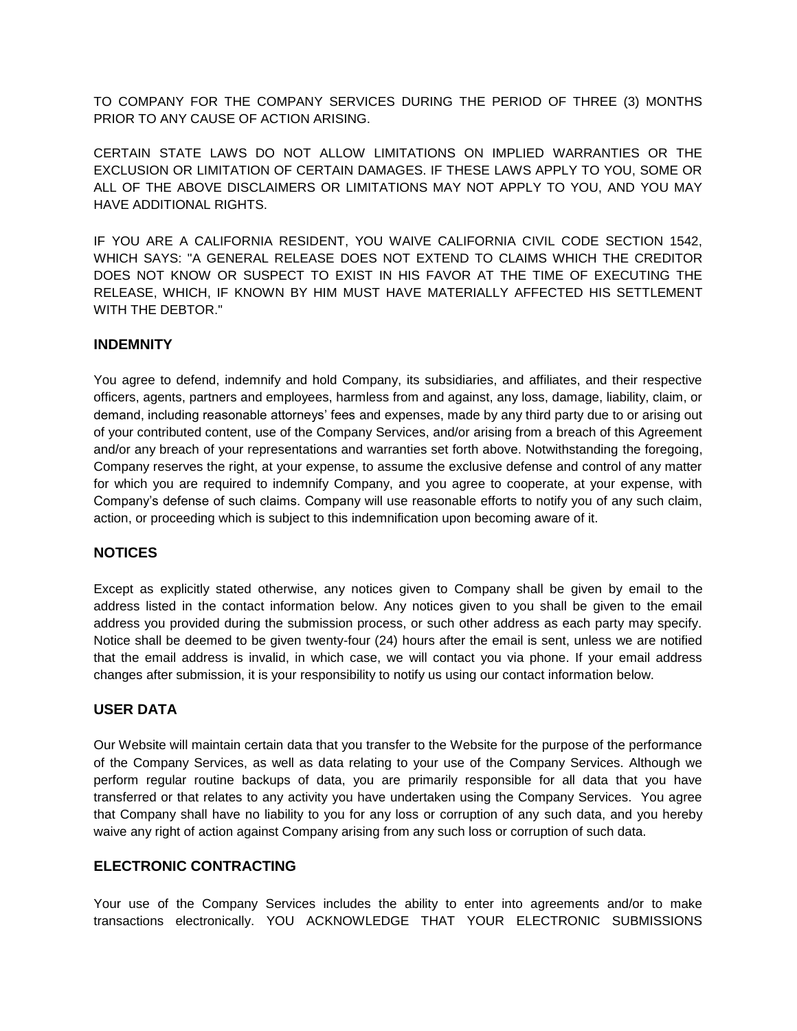TO COMPANY FOR THE COMPANY SERVICES DURING THE PERIOD OF THREE (3) MONTHS PRIOR TO ANY CAUSE OF ACTION ARISING.

CERTAIN STATE LAWS DO NOT ALLOW LIMITATIONS ON IMPLIED WARRANTIES OR THE EXCLUSION OR LIMITATION OF CERTAIN DAMAGES. IF THESE LAWS APPLY TO YOU, SOME OR ALL OF THE ABOVE DISCLAIMERS OR LIMITATIONS MAY NOT APPLY TO YOU, AND YOU MAY HAVE ADDITIONAL RIGHTS.

IF YOU ARE A CALIFORNIA RESIDENT, YOU WAIVE CALIFORNIA CIVIL CODE SECTION 1542, WHICH SAYS: "A GENERAL RELEASE DOES NOT EXTEND TO CLAIMS WHICH THE CREDITOR DOES NOT KNOW OR SUSPECT TO EXIST IN HIS FAVOR AT THE TIME OF EXECUTING THE RELEASE, WHICH, IF KNOWN BY HIM MUST HAVE MATERIALLY AFFECTED HIS SETTLEMENT WITH THE DEBTOR."

## INDEMNITY

You agree to defend, indemnify and hold Company, its subsidiaries, and affiliates, and their respective officers, agents, partners and employees, harmless from and against, any loss, damage, liability, claim, or demand, including reasonable attorneys' fees and expenses, made by any third party due to or arising out of your contributed content, use of the Company Services, and/or arising from a breach of this Agreement and/or any breach of your representations and warranties set forth above. Notwithstanding the foregoing, Company reserves the right, at your expense, to assume the exclusive defense and control of any matter for which you are required to indemnify Company, and you agree to cooperate, at your expense, with Company's defense of such claims. Company will use reasonable efforts to notify you of any such claim, action, or proceeding which is subject to this indemnification upon becoming aware of it.

## NOTICES

Except as explicitly stated otherwise, any notices given to Company shall be given by email to the address listed in the contact information below. Any notices given to you shall be given to the email address you provided during the submission process, or such other address as each party may specify. Notice shall be deemed to be given twenty-four (24) hours after the email is sent, unless we are notified that the email address is invalid, in which case, we will contact you via phone. If your email address changes after submission, it is your responsibility to notify us using our contact information below.

## USER DATA

Our Website will maintain certain data that you transfer to the Website for the purpose of the performance of the Company Services, as well as data relating to your use of the Company Services. Although we perform regular routine backups of data, you are primarily responsible for all data that you have transferred or that relates to any activity you have undertaken using the Company Services. You agree that Company shall have no liability to you for any loss or corruption of any such data, and you hereby waive any right of action against Company arising from any such loss or corruption of such data.

## ELECTRONIC CONTRACTING

Your use of the Company Services includes the ability to enter into agreements and/or to make transactions electronically. YOU ACKNOWLEDGE THAT YOUR ELECTRONIC SUBMISSIONS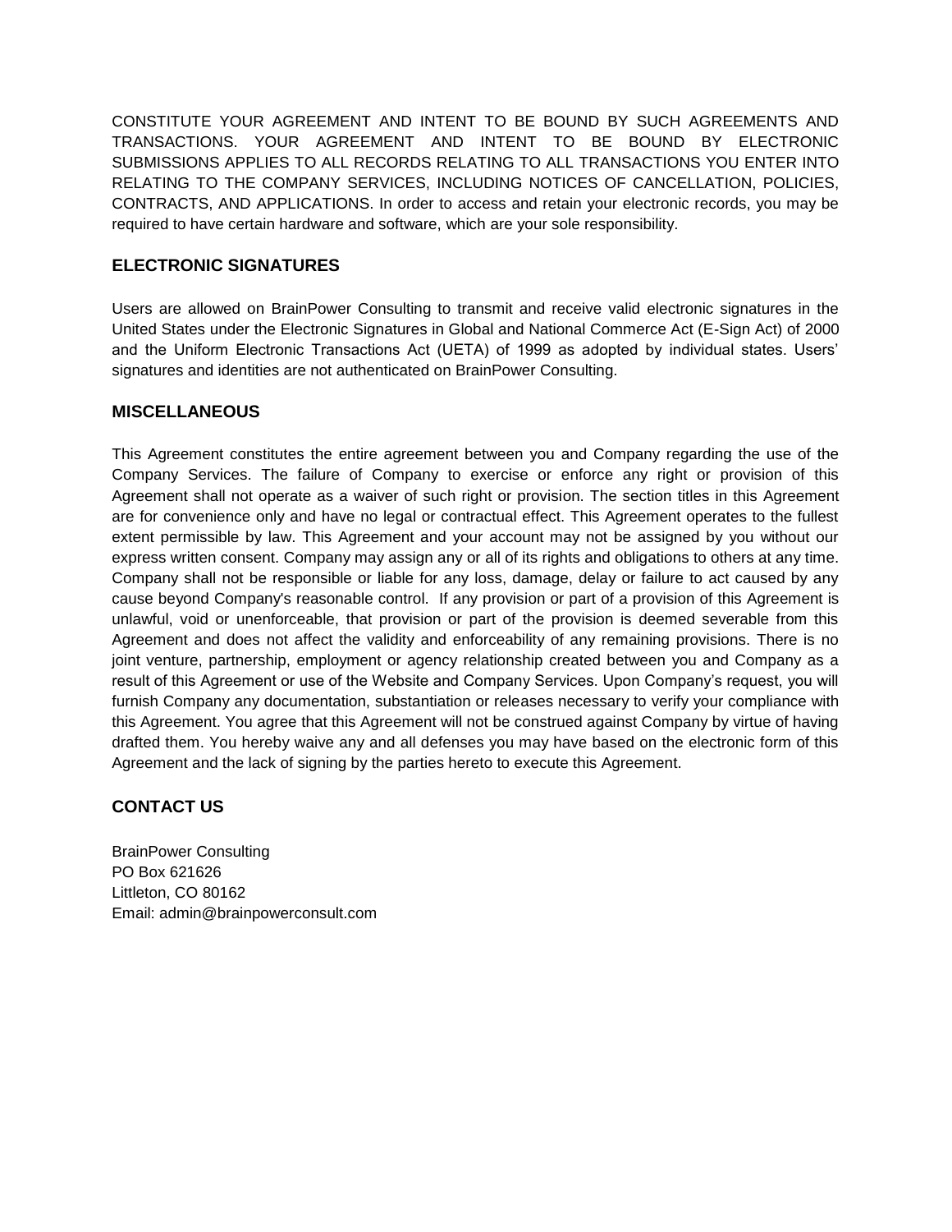CONSTITUTE YOUR AGREEMENT AND INTENT TO BE BOUND BY SUCH AGREEMENTS AND TRANSACTIONS. YOUR AGREEMENT AND INTENT TO BE BOUND BY ELECTRONIC SUBMISSIONS APPLIES TO ALL RECORDS RELATING TO ALL TRANSACTIONS YOU ENTER INTO RELATING TO THE COMPANY SERVICES, INCLUDING NOTICES OF CANCELLATION, POLICIES, CONTRACTS, AND APPLICATIONS. In order to access and retain your electronic records, you may be required to have certain hardware and software, which are your sole responsibility.

## ELECTRONIC SIGNATURES

Users are allowed on BrainPower Consulting to transmit and receive valid electronic signatures in the United States under the Electronic Signatures in Global and National Commerce Act (E-Sign Act) of 2000 and the Uniform Electronic Transactions Act (UETA) of 1999 as adopted by individual states. Users' signatures and identities are not authenticated on BrainPower Consulting.

## MISCELLANEOUS

This Agreement constitutes the entire agreement between you and Company regarding the use of the Company Services. The failure of Company to exercise or enforce any right or provision of this Agreement shall not operate as a waiver of such right or provision. The section titles in this Agreement are for convenience only and have no legal or contractual effect. This Agreement operates to the fullest extent permissible by law. This Agreement and your account may not be assigned by you without our express written consent. Company may assign any or all of its rights and obligations to others at any time. Company shall not be responsible or liable for any loss, damage, delay or failure to act caused by any cause beyond Company's reasonable control. If any provision or part of a provision of this Agreement is unlawful, void or unenforceable, that provision or part of the provision is deemed severable from this Agreement and does not affect the validity and enforceability of any remaining provisions. There is no joint venture, partnership, employment or agency relationship created between you and Company as a result of this Agreement or use of the Website and Company Services. Upon Company's request, you will furnish Company any documentation, substantiation or releases necessary to verify your compliance with this Agreement. You agree that this Agreement will not be construed against Company by virtue of having drafted them. You hereby waive any and all defenses you may have based on the electronic form of this Agreement and the lack of signing by the parties hereto to execute this Agreement.

## CONTACT US

BrainPower Consulting
PO Box 621626
Littleton, CO 80162
Email: admin@brainpowerconsult.com